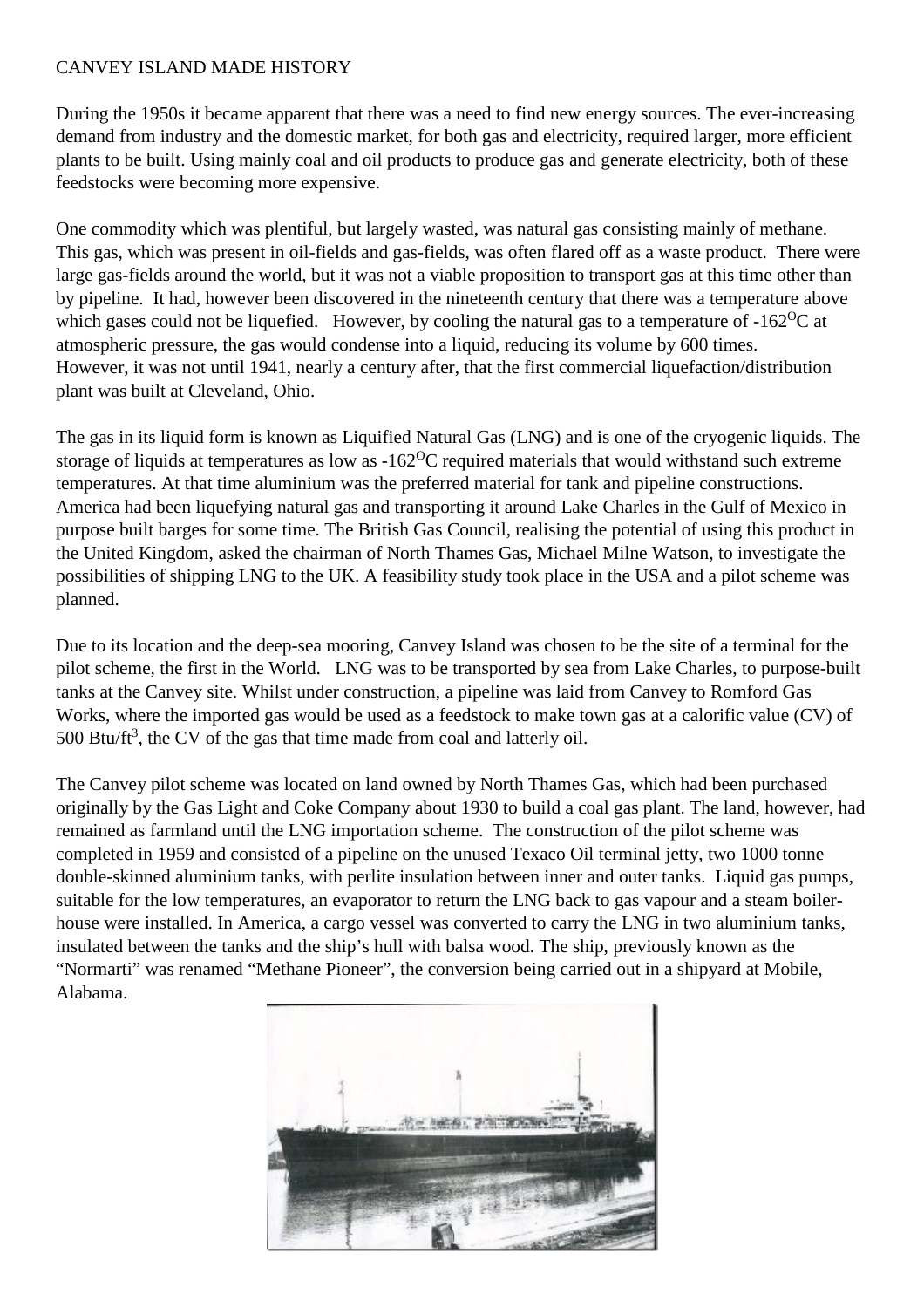# CANVEY ISLAND MADE HISTORY

During the 1950s it became apparent that there was a need to find new energy sources. The ever-increasing demand from industry and the domestic market, for both gas and electricity, required larger, more efficient plants to be built. Using mainly coal and oil products to produce gas and generate electricity, both of these feedstocks were becoming more expensive.

One commodity which was plentiful, but largely wasted, was natural gas consisting mainly of methane. This gas, which was present in oil-fields and gas-fields, was often flared off as a waste product. There were large gas-fields around the world, but it was not a viable proposition to transport gas at this time other than by pipeline. It had, however been discovered in the nineteenth century that there was a temperature above which gases could not be liquefied. However, by cooling the natural gas to a temperature of -162$^{O}$C at atmospheric pressure, the gas would condense into a liquid, reducing its volume by 600 times. However, it was not until 1941, nearly a century after, that the first commercial liquefaction/distribution plant was built at Cleveland, Ohio.

The gas in its liquid form is known as Liquified Natural Gas (LNG) and is one of the cryogenic liquids. The storage of liquids at temperatures as low as -162$^{O}$C required materials that would withstand such extreme temperatures. At that time aluminium was the preferred material for tank and pipeline constructions. America had been liquefying natural gas and transporting it around Lake Charles in the Gulf of Mexico in purpose built barges for some time. The British Gas Council, realising the potential of using this product in the United Kingdom, asked the chairman of North Thames Gas, Michael Milne Watson, to investigate the possibilities of shipping LNG to the UK. A feasibility study took place in the USA and a pilot scheme was planned.

Due to its location and the deep-sea mooring, Canvey Island was chosen to be the site of a terminal for the pilot scheme, the first in the World. LNG was to be transported by sea from Lake Charles, to purpose-built tanks at the Canvey site. Whilst under construction, a pipeline was laid from Canvey to Romford Gas Works, where the imported gas would be used as a feedstock to make town gas at a calorific value (CV) of 500 Btu/ft$^3$, the CV of the gas that time made from coal and latterly oil.

The Canvey pilot scheme was located on land owned by North Thames Gas, which had been purchased originally by the Gas Light and Coke Company about 1930 to build a coal gas plant. The land, however, had remained as farmland until the LNG importation scheme. The construction of the pilot scheme was completed in 1959 and consisted of a pipeline on the unused Texaco Oil terminal jetty, two 1000 tonne double-skinned aluminium tanks, with perlite insulation between inner and outer tanks. Liquid gas pumps, suitable for the low temperatures, an evaporator to return the LNG back to gas vapour and a steam boiler-house were installed. In America, a cargo vessel was converted to carry the LNG in two aluminium tanks, insulated between the tanks and the ship's hull with balsa wood. The ship, previously known as the "Normarti" was renamed "Methane Pioneer", the conversion being carried out in a shipyard at Mobile, Alabama.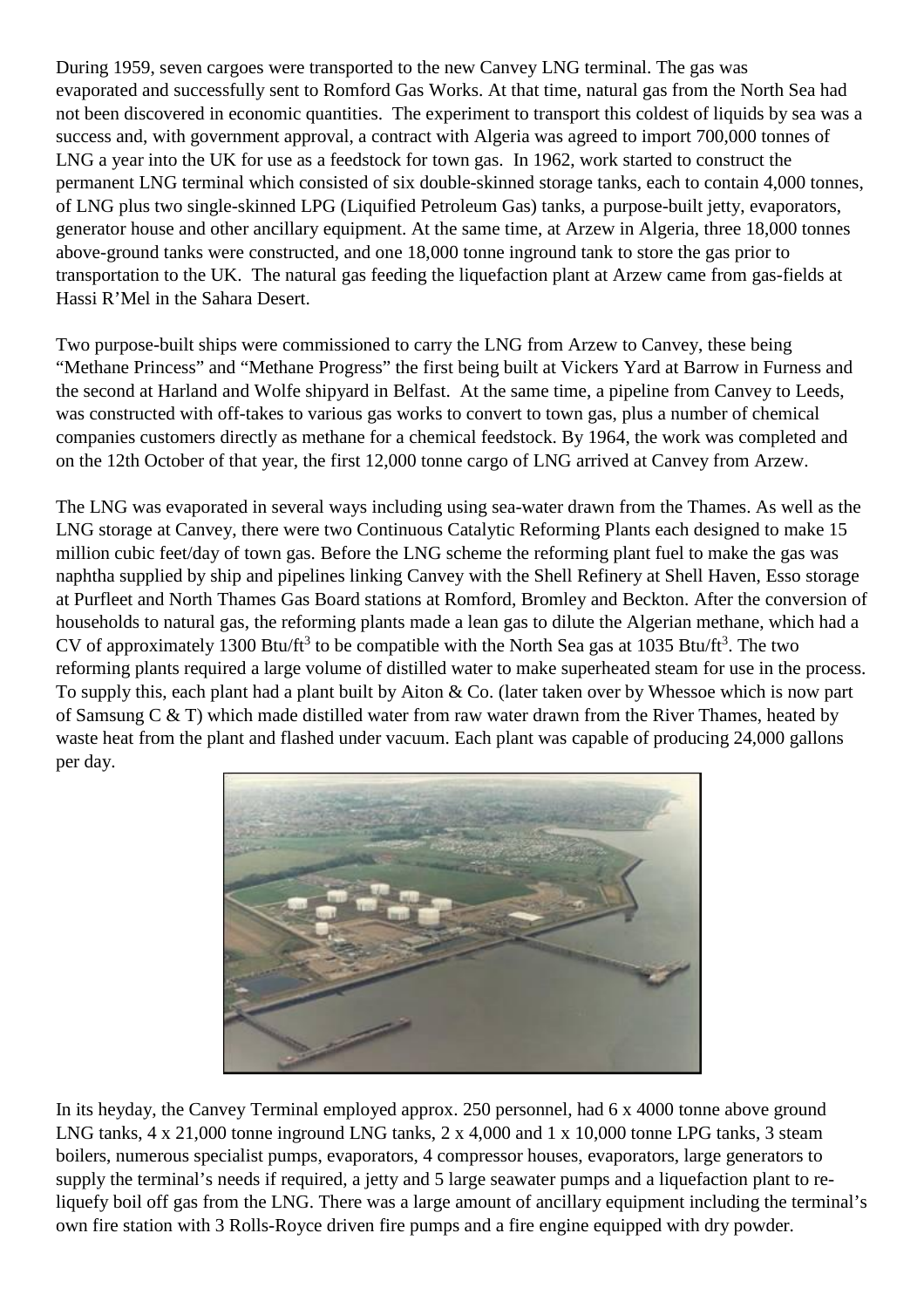During 1959, seven cargoes were transported to the new Canvey LNG terminal. The gas was evaporated and successfully sent to Romford Gas Works. At that time, natural gas from the North Sea had not been discovered in economic quantities. The experiment to transport this coldest of liquids by sea was a success and, with government approval, a contract with Algeria was agreed to import 700,000 tonnes of LNG a year into the UK for use as a feedstock for town gas. In 1962, work started to construct the permanent LNG terminal which consisted of six double-skinned storage tanks, each to contain 4,000 tonnes, of LNG plus two single-skinned LPG (Liquified Petroleum Gas) tanks, a purpose-built jetty, evaporators, generator house and other ancillary equipment. At the same time, at Arzew in Algeria, three 18,000 tonnes above-ground tanks were constructed, and one 18,000 tonne inground tank to store the gas prior to transportation to the UK. The natural gas feeding the liquefaction plant at Arzew came from gas-fields at Hassi R'Mel in the Sahara Desert.

Two purpose-built ships were commissioned to carry the LNG from Arzew to Canvey, these being "Methane Princess" and "Methane Progress" the first being built at Vickers Yard at Barrow in Furness and the second at Harland and Wolfe shipyard in Belfast. At the same time, a pipeline from Canvey to Leeds, was constructed with off-takes to various gas works to convert to town gas, plus a number of chemical companies customers directly as methane for a chemical feedstock. By 1964, the work was completed and on the 12th October of that year, the first 12,000 tonne cargo of LNG arrived at Canvey from Arzew.

The LNG was evaporated in several ways including using sea-water drawn from the Thames. As well as the LNG storage at Canvey, there were two Continuous Catalytic Reforming Plants each designed to make 15 million cubic feet/day of town gas. Before the LNG scheme the reforming plant fuel to make the gas was naphtha supplied by ship and pipelines linking Canvey with the Shell Refinery at Shell Haven, Esso storage at Purfleet and North Thames Gas Board stations at Romford, Bromley and Beckton. After the conversion of households to natural gas, the reforming plants made a lean gas to dilute the Algerian methane, which had a CV of approximately 1300 Btu/ft$^3$ to be compatible with the North Sea gas at 1035 Btu/ft$^3$. The two reforming plants required a large volume of distilled water to make superheated steam for use in the process. To supply this, each plant had a plant built by Aiton & Co. (later taken over by Whessoe which is now part of Samsung C & T) which made distilled water from raw water drawn from the River Thames, heated by waste heat from the plant and flashed under vacuum. Each plant was capable of producing 24,000 gallons per day.

In its heyday, the Canvey Terminal employed approx. 250 personnel, had 6 x 4000 tonne above ground LNG tanks, 4 x 21,000 tonne inground LNG tanks, 2 x 4,000 and 1 x 10,000 tonne LPG tanks, 3 steam boilers, numerous specialist pumps, evaporators, 4 compressor houses, evaporators, large generators to supply the terminal's needs if required, a jetty and 5 large seawater pumps and a liquefaction plant to re-liquefy boil off gas from the LNG. There was a large amount of ancillary equipment including the terminal's own fire station with 3 Rolls-Royce driven fire pumps and a fire engine equipped with dry powder.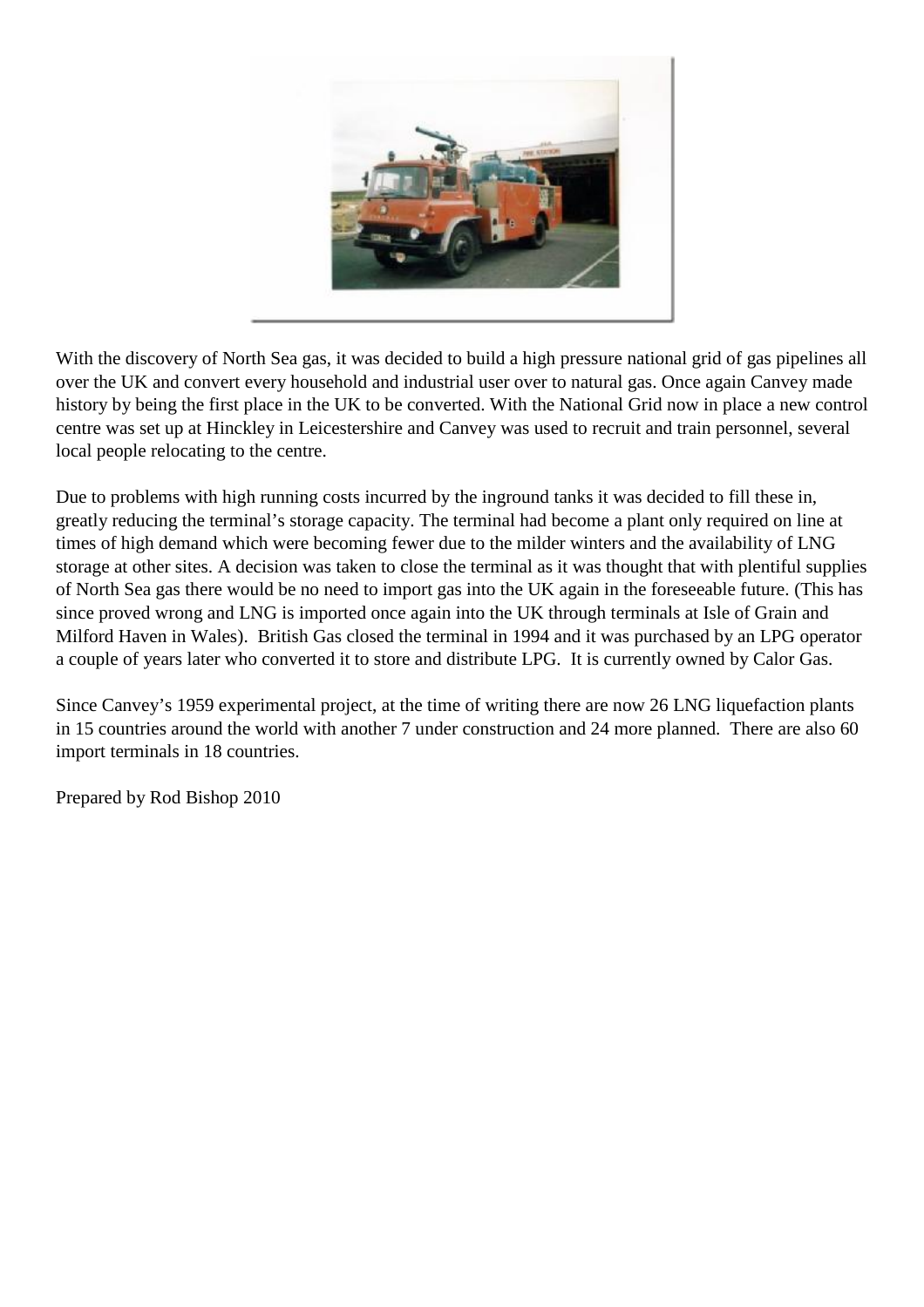With the discovery of North Sea gas, it was decided to build a high pressure national grid of gas pipelines all over the UK and convert every household and industrial user over to natural gas. Once again Canvey made history by being the first place in the UK to be converted. With the National Grid now in place a new control centre was set up at Hinckley in Leicestershire and Canvey was used to recruit and train personnel, several local people relocating to the centre.

Due to problems with high running costs incurred by the inground tanks it was decided to fill these in, greatly reducing the terminal's storage capacity. The terminal had become a plant only required on line at times of high demand which were becoming fewer due to the milder winters and the availability of LNG storage at other sites. A decision was taken to close the terminal as it was thought that with plentiful supplies of North Sea gas there would be no need to import gas into the UK again in the foreseeable future. (This has since proved wrong and LNG is imported once again into the UK through terminals at Isle of Grain and Milford Haven in Wales). British Gas closed the terminal in 1994 and it was purchased by an LPG operator a couple of years later who converted it to store and distribute LPG. It is currently owned by Calor Gas.

Since Canvey's 1959 experimental project, at the time of writing there are now 26 LNG liquefaction plants in 15 countries around the world with another 7 under construction and 24 more planned. There are also 60 import terminals in 18 countries.

Prepared by Rod Bishop 2010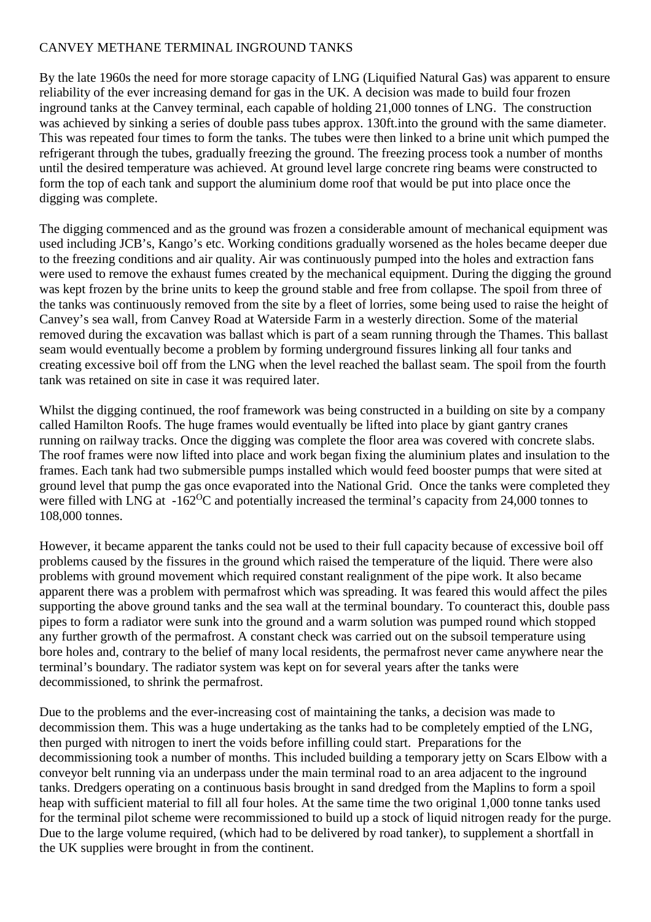CANVEY METHANE TERMINAL INGROUND TANKS

By the late 1960s the need for more storage capacity of LNG (Liquified Natural Gas) was apparent to ensure reliability of the ever increasing demand for gas in the UK. A decision was made to build four frozen inground tanks at the Canvey terminal, each capable of holding 21,000 tonnes of LNG. The construction was achieved by sinking a series of double pass tubes approx. 130ft.into the ground with the same diameter. This was repeated four times to form the tanks. The tubes were then linked to a brine unit which pumped the refrigerant through the tubes, gradually freezing the ground. The freezing process took a number of months until the desired temperature was achieved. At ground level large concrete ring beams were constructed to form the top of each tank and support the aluminium dome roof that would be put into place once the digging was complete.

The digging commenced and as the ground was frozen a considerable amount of mechanical equipment was used including JCB's, Kango's etc. Working conditions gradually worsened as the holes became deeper due to the freezing conditions and air quality. Air was continuously pumped into the holes and extraction fans were used to remove the exhaust fumes created by the mechanical equipment. During the digging the ground was kept frozen by the brine units to keep the ground stable and free from collapse. The spoil from three of the tanks was continuously removed from the site by a fleet of lorries, some being used to raise the height of Canvey's sea wall, from Canvey Road at Waterside Farm in a westerly direction. Some of the material removed during the excavation was ballast which is part of a seam running through the Thames. This ballast seam would eventually become a problem by forming underground fissures linking all four tanks and creating excessive boil off from the LNG when the level reached the ballast seam. The spoil from the fourth tank was retained on site in case it was required later.

Whilst the digging continued, the roof framework was being constructed in a building on site by a company called Hamilton Roofs. The huge frames would eventually be lifted into place by giant gantry cranes running on railway tracks. Once the digging was complete the floor area was covered with concrete slabs. The roof frames were now lifted into place and work began fixing the aluminium plates and insulation to the frames. Each tank had two submersible pumps installed which would feed booster pumps that were sited at ground level that pump the gas once evaporated into the National Grid. Once the tanks were completed they were filled with LNG at -162$^{O}$C and potentially increased the terminal's capacity from 24,000 tonnes to 108,000 tonnes.

However, it became apparent the tanks could not be used to their full capacity because of excessive boil off problems caused by the fissures in the ground which raised the temperature of the liquid. There were also problems with ground movement which required constant realignment of the pipe work. It also became apparent there was a problem with permafrost which was spreading. It was feared this would affect the piles supporting the above ground tanks and the sea wall at the terminal boundary. To counteract this, double pass pipes to form a radiator were sunk into the ground and a warm solution was pumped round which stopped any further growth of the permafrost. A constant check was carried out on the subsoil temperature using bore holes and, contrary to the belief of many local residents, the permafrost never came anywhere near the terminal's boundary. The radiator system was kept on for several years after the tanks were decommissioned, to shrink the permafrost.

Due to the problems and the ever-increasing cost of maintaining the tanks, a decision was made to decommission them. This was a huge undertaking as the tanks had to be completely emptied of the LNG, then purged with nitrogen to inert the voids before infilling could start. Preparations for the decommissioning took a number of months. This included building a temporary jetty on Scars Elbow with a conveyor belt running via an underpass under the main terminal road to an area adjacent to the inground tanks. Dredgers operating on a continuous basis brought in sand dredged from the Maplins to form a spoil heap with sufficient material to fill all four holes. At the same time the two original 1,000 tonne tanks used for the terminal pilot scheme were recommissioned to build up a stock of liquid nitrogen ready for the purge. Due to the large volume required, (which had to be delivered by road tanker), to supplement a shortfall in the UK supplies were brought in from the continent.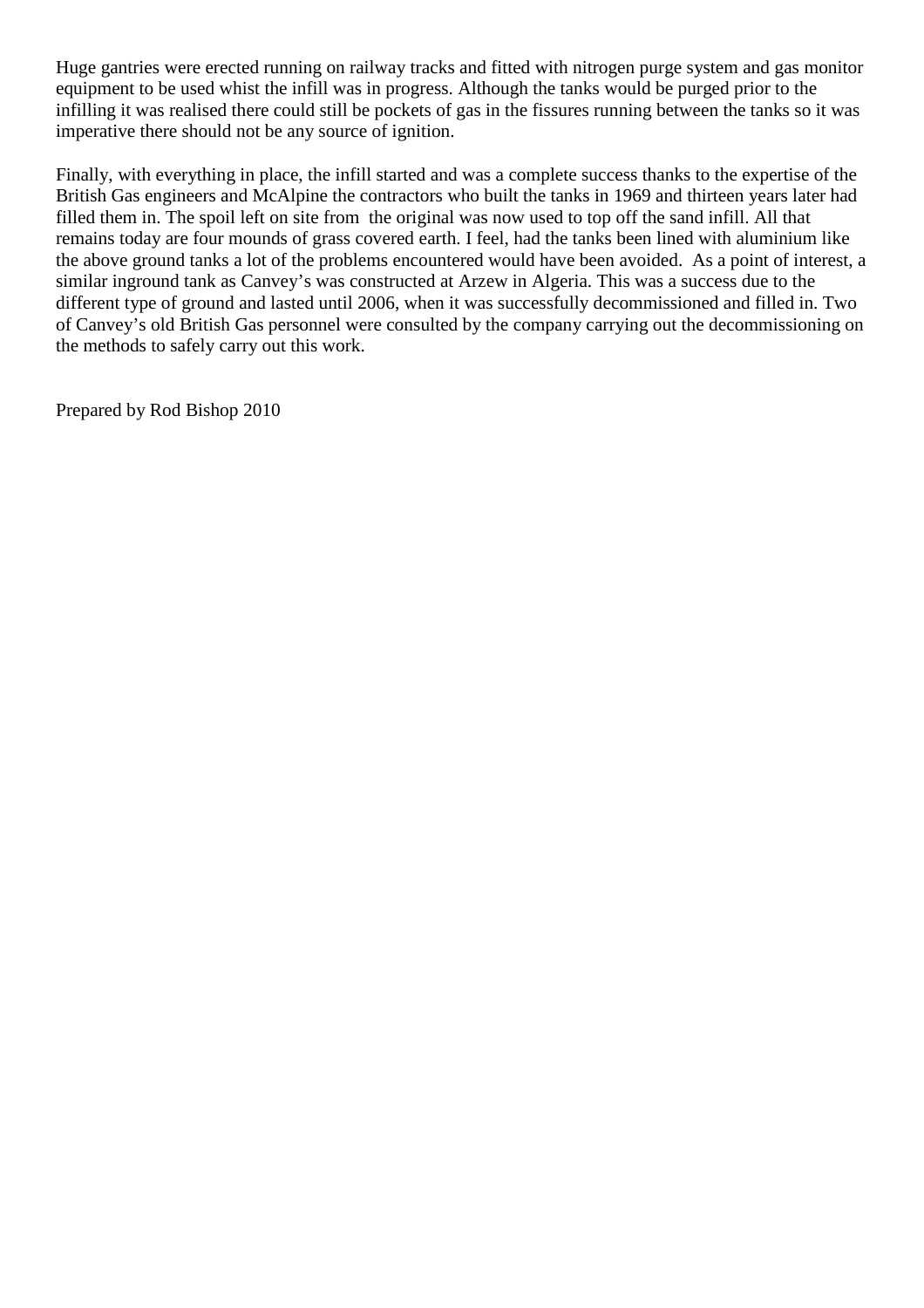Huge gantries were erected running on railway tracks and fitted with nitrogen purge system and gas monitor equipment to be used whist the infill was in progress. Although the tanks would be purged prior to the infilling it was realised there could still be pockets of gas in the fissures running between the tanks so it was imperative there should not be any source of ignition.

Finally, with everything in place, the infill started and was a complete success thanks to the expertise of the British Gas engineers and McAlpine the contractors who built the tanks in 1969 and thirteen years later had filled them in. The spoil left on site from the original was now used to top off the sand infill. All that remains today are four mounds of grass covered earth. I feel, had the tanks been lined with aluminium like the above ground tanks a lot of the problems encountered would have been avoided. As a point of interest, a similar inground tank as Canvey's was constructed at Arzew in Algeria. This was a success due to the different type of ground and lasted until 2006, when it was successfully decommissioned and filled in. Two of Canvey's old British Gas personnel were consulted by the company carrying out the decommissioning on the methods to safely carry out this work.

Prepared by Rod Bishop 2010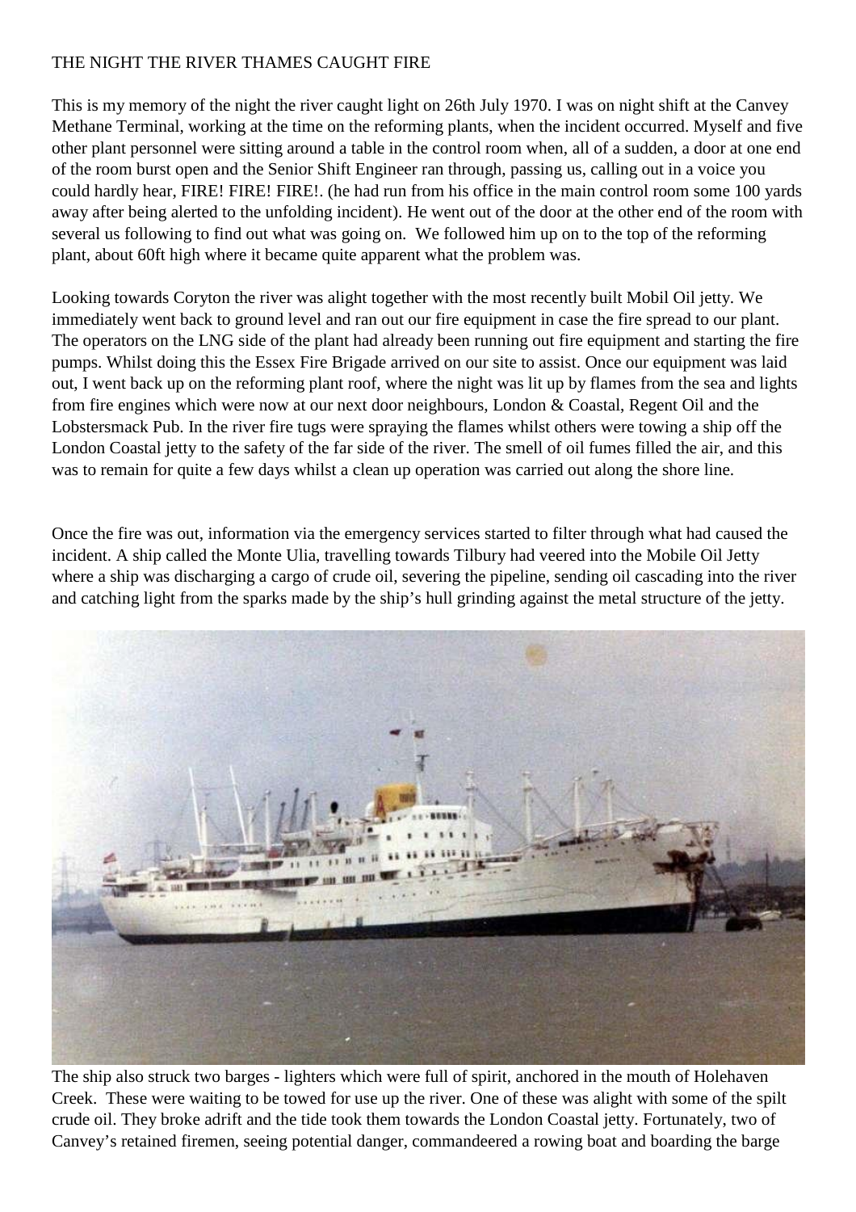THE NIGHT THE RIVER THAMES CAUGHT FIRE

This is my memory of the night the river caught light on 26th July 1970. I was on night shift at the Canvey Methane Terminal, working at the time on the reforming plants, when the incident occurred. Myself and five other plant personnel were sitting around a table in the control room when, all of a sudden, a door at one end of the room burst open and the Senior Shift Engineer ran through, passing us, calling out in a voice you could hardly hear, FIRE! FIRE! FIRE!. (he had run from his office in the main control room some 100 yards away after being alerted to the unfolding incident). He went out of the door at the other end of the room with several us following to find out what was going on. We followed him up on to the top of the reforming plant, about 60ft high where it became quite apparent what the problem was.

Looking towards Coryton the river was alight together with the most recently built Mobil Oil jetty. We immediately went back to ground level and ran out our fire equipment in case the fire spread to our plant. The operators on the LNG side of the plant had already been running out fire equipment and starting the fire pumps. Whilst doing this the Essex Fire Brigade arrived on our site to assist. Once our equipment was laid out, I went back up on the reforming plant roof, where the night was lit up by flames from the sea and lights from fire engines which were now at our next door neighbours, London & Coastal, Regent Oil and the Lobstersmack Pub. In the river fire tugs were spraying the flames whilst others were towing a ship off the London Coastal jetty to the safety of the far side of the river. The smell of oil fumes filled the air, and this was to remain for quite a few days whilst a clean up operation was carried out along the shore line.

Once the fire was out, information via the emergency services started to filter through what had caused the incident. A ship called the Monte Ulia, travelling towards Tilbury had veered into the Mobile Oil Jetty where a ship was discharging a cargo of crude oil, severing the pipeline, sending oil cascading into the river and catching light from the sparks made by the ship's hull grinding against the metal structure of the jetty.

The ship also struck two barges - lighters which were full of spirit, anchored in the mouth of Holehaven Creek. These were waiting to be towed for use up the river. One of these was alight with some of the spilt crude oil. They broke adrift and the tide took them towards the London Coastal jetty. Fortunately, two of Canvey's retained firemen, seeing potential danger, commandeered a rowing boat and boarding the barge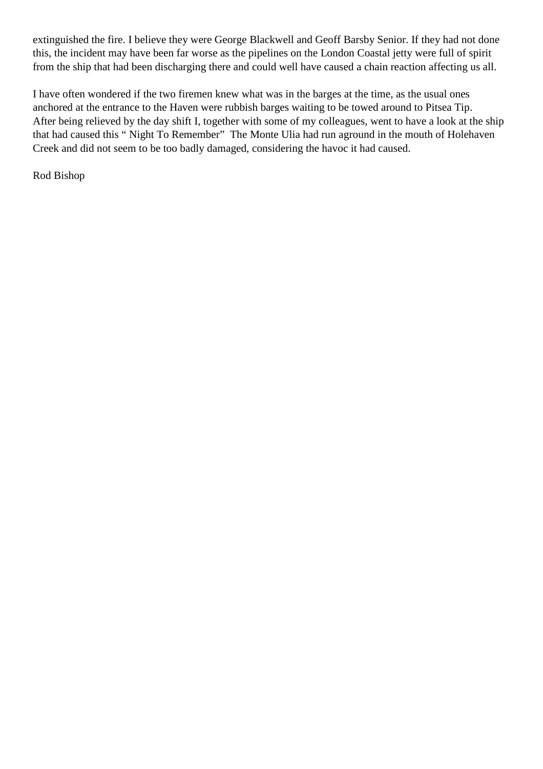extinguished the fire. I believe they were George Blackwell and Geoff Barsby Senior. If they had not done this, the incident may have been far worse as the pipelines on the London Coastal jetty were full of spirit from the ship that had been discharging there and could well have caused a chain reaction affecting us all.

I have often wondered if the two firemen knew what was in the barges at the time, as the usual ones anchored at the entrance to the Haven were rubbish barges waiting to be towed around to Pitsea Tip.
After being relieved by the day shift I, together with some of my colleagues, went to have a look at the ship that had caused this " Night To Remember" The Monte Ulia had run aground in the mouth of Holehaven Creek and did not seem to be too badly damaged, considering the havoc it had caused.

Rod Bishop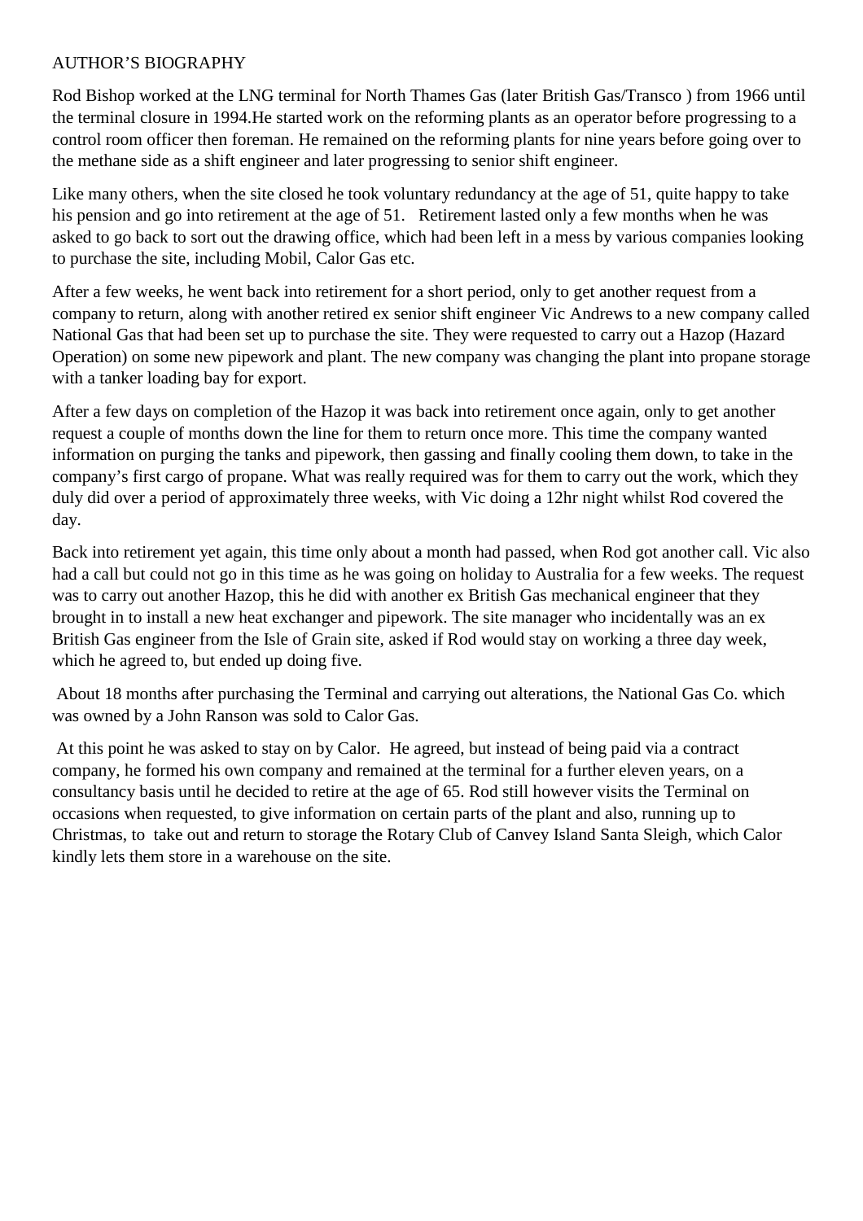## AUTHOR'S BIOGRAPHY

Rod Bishop worked at the LNG terminal for North Thames Gas (later British Gas/Transco ) from 1966 until the terminal closure in 1994.He started work on the reforming plants as an operator before progressing to a control room officer then foreman. He remained on the reforming plants for nine years before going over to the methane side as a shift engineer and later progressing to senior shift engineer.

Like many others, when the site closed he took voluntary redundancy at the age of 51, quite happy to take his pension and go into retirement at the age of 51. Retirement lasted only a few months when he was asked to go back to sort out the drawing office, which had been left in a mess by various companies looking to purchase the site, including Mobil, Calor Gas etc.

After a few weeks, he went back into retirement for a short period, only to get another request from a company to return, along with another retired ex senior shift engineer Vic Andrews to a new company called National Gas that had been set up to purchase the site. They were requested to carry out a Hazop (Hazard Operation) on some new pipework and plant. The new company was changing the plant into propane storage with a tanker loading bay for export.

After a few days on completion of the Hazop it was back into retirement once again, only to get another request a couple of months down the line for them to return once more. This time the company wanted information on purging the tanks and pipework, then gassing and finally cooling them down, to take in the company's first cargo of propane. What was really required was for them to carry out the work, which they duly did over a period of approximately three weeks, with Vic doing a 12hr night whilst Rod covered the day.

Back into retirement yet again, this time only about a month had passed, when Rod got another call. Vic also had a call but could not go in this time as he was going on holiday to Australia for a few weeks. The request was to carry out another Hazop, this he did with another ex British Gas mechanical engineer that they brought in to install a new heat exchanger and pipework. The site manager who incidentally was an ex British Gas engineer from the Isle of Grain site, asked if Rod would stay on working a three day week, which he agreed to, but ended up doing five.

About 18 months after purchasing the Terminal and carrying out alterations, the National Gas Co. which was owned by a John Ranson was sold to Calor Gas.

At this point he was asked to stay on by Calor. He agreed, but instead of being paid via a contract company, he formed his own company and remained at the terminal for a further eleven years, on a consultancy basis until he decided to retire at the age of 65. Rod still however visits the Terminal on occasions when requested, to give information on certain parts of the plant and also, running up to Christmas, to take out and return to storage the Rotary Club of Canvey Island Santa Sleigh, which Calor kindly lets them store in a warehouse on the site.